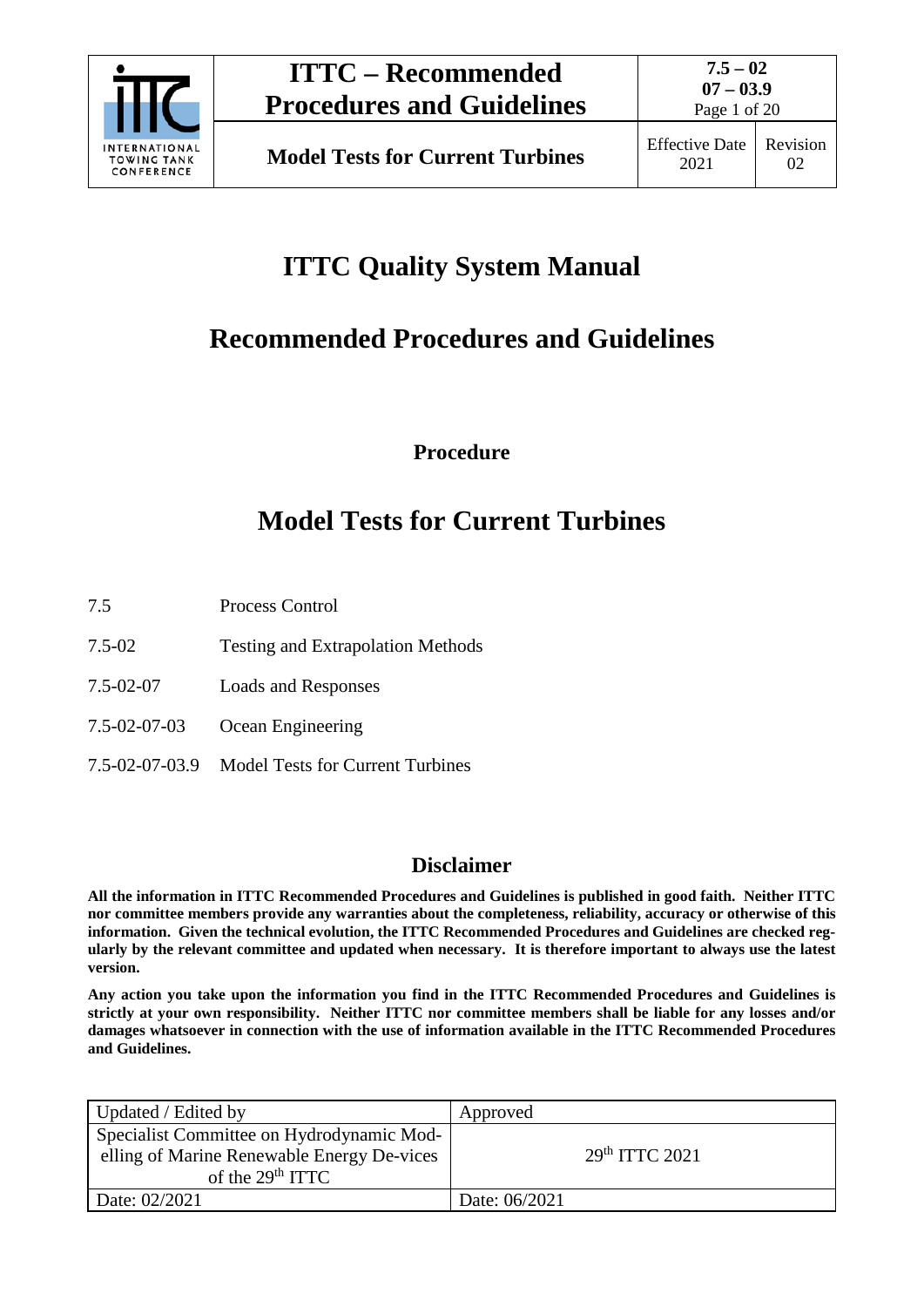# ITTC Quality System Manual

# Recommended Procedures and Guidelines

**Procedure**

# Model Tests for Current Turbines

| | |
|---|---|
| 7.5 | Process Control |
| 7.5-02 | Testing and Extrapolation Methods |
| 7.5-02-07 | Loads and Responses |
| 7.5-02-07-03 | Ocean Engineering |
| 7.5-02-07-03.9 | Model Tests for Current Turbines |

## Disclaimer

**All the information in ITTC Recommended Procedures and Guidelines is published in good faith. Neither ITTC nor committee members provide any warranties about the completeness, reliability, accuracy or otherwise of this information. Given the technical evolution, the ITTC Recommended Procedures and Guidelines are checked regularly by the relevant committee and updated when necessary. It is therefore important to always use the latest version.**

**Any action you take upon the information you find in the ITTC Recommended Procedures and Guidelines is strictly at your own responsibility. Neither ITTC nor committee members shall be liable for any losses and/or damages whatsoever in connection with the use of information available in the ITTC Recommended Procedures and Guidelines.**

| Updated / Edited by | Approved |
|---|---|
| Specialist Committee on Hydrodynamic Modelling of Marine Renewable Energy Devices of the 29th ITTC | 29th ITTC 2021 |
| Date: 02/2021 | Date: 06/2021 |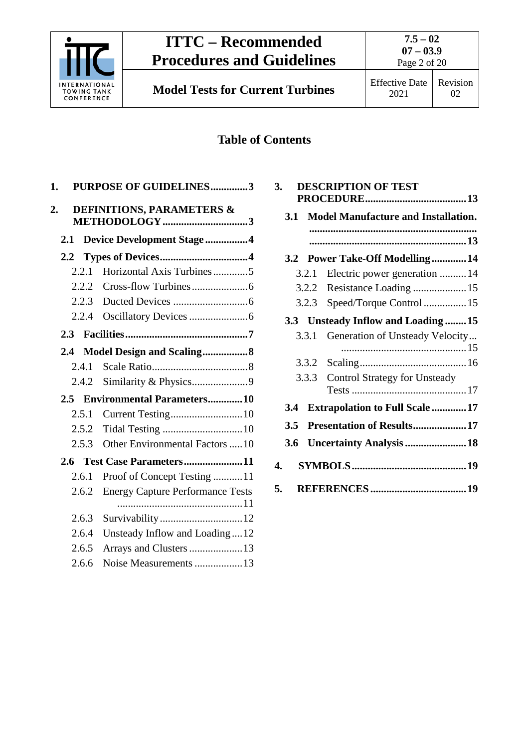## Table of Contents

1. PURPOSE OF GUIDELINES .............. 3
2. DEFINITIONS, PARAMETERS & METHODOLOGY .............. 3
   - 2.1 Device Development Stage .............. 4
   - 2.2 Types of Devices .............. 4
     - 2.2.1 Horizontal Axis Turbines .............. 5
     - 2.2.2 Cross-flow Turbines .............. 6
     - 2.2.3 Ducted Devices .............. 6
     - 2.2.4 Oscillatory Devices .............. 6
   - 2.3 Facilities .............. 7
   - 2.4 Model Design and Scaling .............. 8
     - 2.4.1 Scale Ratio .............. 8
     - 2.4.2 Similarity & Physics .............. 9
   - 2.5 Environmental Parameters .............. 10
     - 2.5.1 Current Testing .............. 10
     - 2.5.2 Tidal Testing .............. 10
     - 2.5.3 Other Environmental Factors .............. 10
   - 2.6 Test Case Parameters .............. 11
     - 2.6.1 Proof of Concept Testing .............. 11
     - 2.6.2 Energy Capture Performance Tests .............. 11
     - 2.6.3 Survivability .............. 12
     - 2.6.4 Unsteady Inflow and Loading .............. 12
     - 2.6.5 Arrays and Clusters .............. 13
     - 2.6.6 Noise Measurements .............. 13
3. DESCRIPTION OF TEST PROCEDURE .............. 13
   - 3.1 Model Manufacture and Installation. .............. 13
   - 3.2 Power Take-Off Modelling .............. 14
     - 3.2.1 Electric power generation .............. 14
     - 3.2.2 Resistance Loading .............. 15
     - 3.2.3 Speed/Torque Control .............. 15
   - 3.3 Unsteady Inflow and Loading .............. 15
     - 3.3.1 Generation of Unsteady Velocity .............. 15
     - 3.3.2 Scaling .............. 16
     - 3.3.3 Control Strategy for Unsteady Tests .............. 17
   - 3.4 Extrapolation to Full Scale .............. 17
   - 3.5 Presentation of Results .............. 17
   - 3.6 Uncertainty Analysis .............. 18
4. SYMBOLS .............. 19
5. REFERENCES .............. 19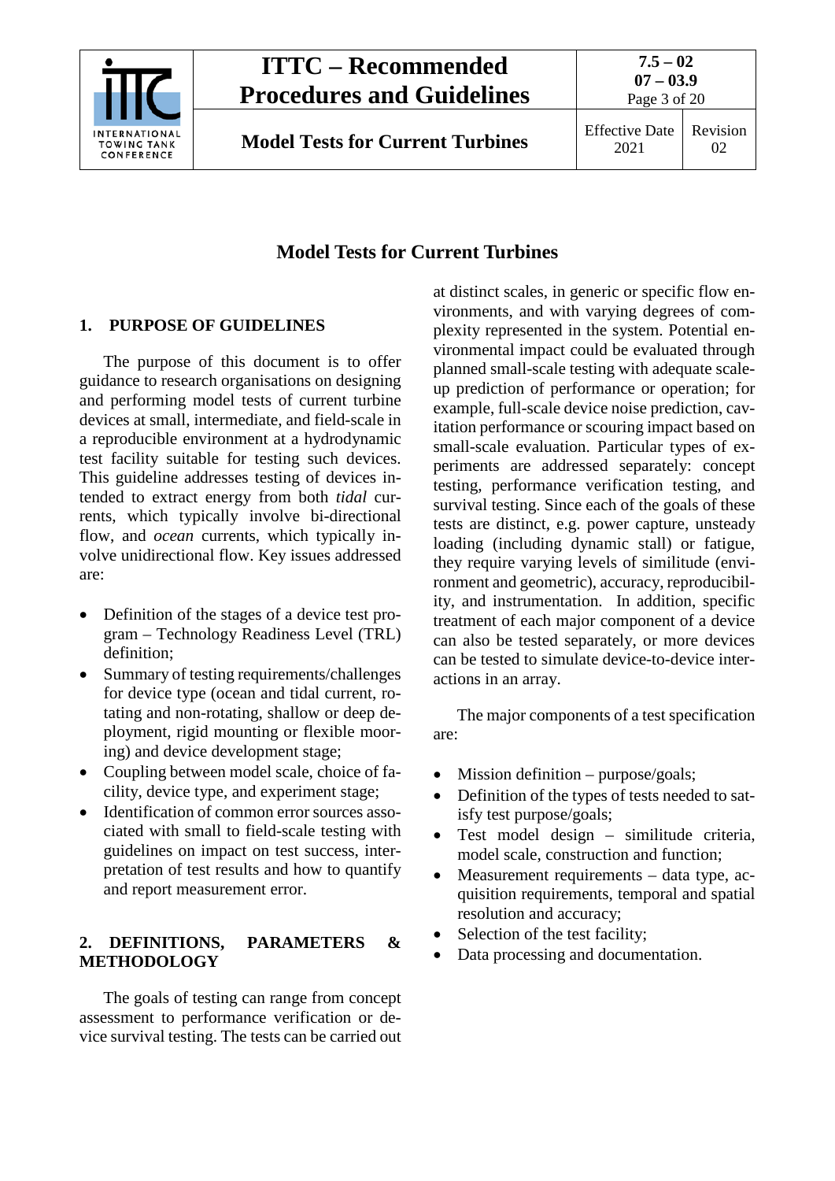# Model Tests for Current Turbines

## 1. PURPOSE OF GUIDELINES

The purpose of this document is to offer guidance to research organisations on designing and performing model tests of current turbine devices at small, intermediate, and field-scale in a reproducible environment at a hydrodynamic test facility suitable for testing such devices. This guideline addresses testing of devices intended to extract energy from both *tidal* currents, which typically involve bi-directional flow, and *ocean* currents, which typically involve unidirectional flow. Key issues addressed are:

- Definition of the stages of a device test program – Technology Readiness Level (TRL) definition;
- Summary of testing requirements/challenges for device type (ocean and tidal current, rotating and non-rotating, shallow or deep deployment, rigid mounting or flexible mooring) and device development stage;
- Coupling between model scale, choice of facility, device type, and experiment stage;
- Identification of common error sources associated with small to field-scale testing with guidelines on impact on test success, interpretation of test results and how to quantify and report measurement error.

## 2. DEFINITIONS, PARAMETERS & METHODOLOGY

The goals of testing can range from concept assessment to performance verification or device survival testing. The tests can be carried out at distinct scales, in generic or specific flow environments, and with varying degrees of complexity represented in the system. Potential environmental impact could be evaluated through planned small-scale testing with adequate scale-up prediction of performance or operation; for example, full-scale device noise prediction, cavitation performance or scouring impact based on small-scale evaluation. Particular types of experiments are addressed separately: concept testing, performance verification testing, and survival testing. Since each of the goals of these tests are distinct, e.g. power capture, unsteady loading (including dynamic stall) or fatigue, they require varying levels of similitude (environment and geometric), accuracy, reproducibility, and instrumentation. In addition, specific treatment of each major component of a device can also be tested separately, or more devices can be tested to simulate device-to-device interactions in an array.

The major components of a test specification are:

- Mission definition – purpose/goals;
- Definition of the types of tests needed to satisfy test purpose/goals;
- Test model design – similitude criteria, model scale, construction and function;
- Measurement requirements – data type, acquisition requirements, temporal and spatial resolution and accuracy;
- Selection of the test facility;
- Data processing and documentation.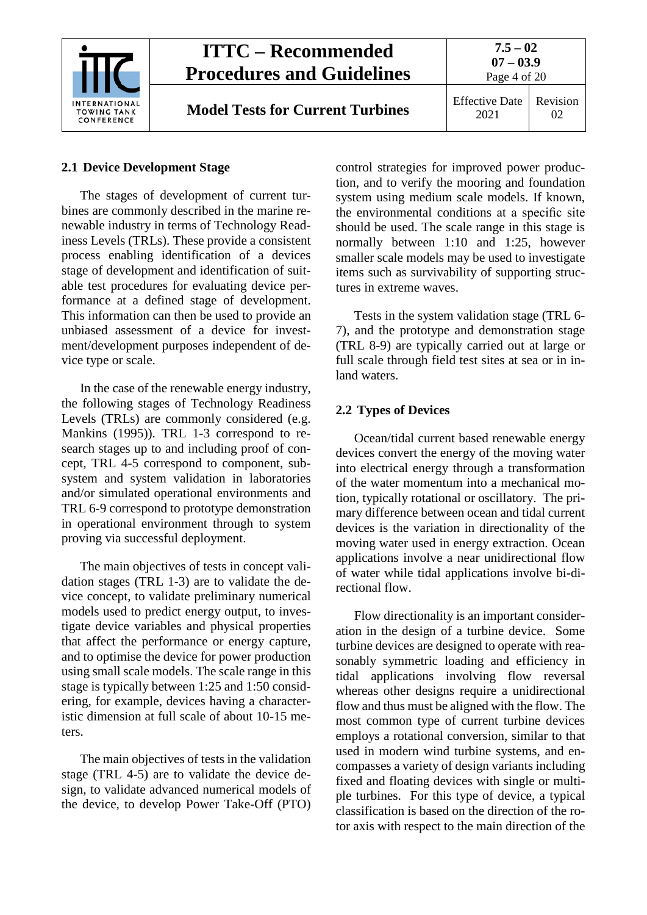## 2.1 Device Development Stage

The stages of development of current turbines are commonly described in the marine renewable industry in terms of Technology Readiness Levels (TRLs). These provide a consistent process enabling identification of a devices stage of development and identification of suitable test procedures for evaluating device performance at a defined stage of development. This information can then be used to provide an unbiased assessment of a device for investment/development purposes independent of device type or scale.

In the case of the renewable energy industry, the following stages of Technology Readiness Levels (TRLs) are commonly considered (e.g. Mankins (1995)). TRL 1-3 correspond to research stages up to and including proof of concept, TRL 4-5 correspond to component, subsystem and system validation in laboratories and/or simulated operational environments and TRL 6-9 correspond to prototype demonstration in operational environment through to system proving via successful deployment.

The main objectives of tests in concept validation stages (TRL 1-3) are to validate the device concept, to validate preliminary numerical models used to predict energy output, to investigate device variables and physical properties that affect the performance or energy capture, and to optimise the device for power production using small scale models. The scale range in this stage is typically between 1:25 and 1:50 considering, for example, devices having a characteristic dimension at full scale of about 10-15 meters.

The main objectives of tests in the validation stage (TRL 4-5) are to validate the device design, to validate advanced numerical models of the device, to develop Power Take-Off (PTO) control strategies for improved power production, and to verify the mooring and foundation system using medium scale models. If known, the environmental conditions at a specific site should be used. The scale range in this stage is normally between 1:10 and 1:25, however smaller scale models may be used to investigate items such as survivability of supporting structures in extreme waves.

Tests in the system validation stage (TRL 6-7), and the prototype and demonstration stage (TRL 8-9) are typically carried out at large or full scale through field test sites at sea or in inland waters.

## 2.2 Types of Devices

Ocean/tidal current based renewable energy devices convert the energy of the moving water into electrical energy through a transformation of the water momentum into a mechanical motion, typically rotational or oscillatory. The primary difference between ocean and tidal current devices is the variation in directionality of the moving water used in energy extraction. Ocean applications involve a near unidirectional flow of water while tidal applications involve bi-directional flow.

Flow directionality is an important consideration in the design of a turbine device. Some turbine devices are designed to operate with reasonably symmetric loading and efficiency in tidal applications involving flow reversal whereas other designs require a unidirectional flow and thus must be aligned with the flow. The most common type of current turbine devices employs a rotational conversion, similar to that used in modern wind turbine systems, and encompasses a variety of design variants including fixed and floating devices with single or multiple turbines. For this type of device, a typical classification is based on the direction of the rotor axis with respect to the main direction of the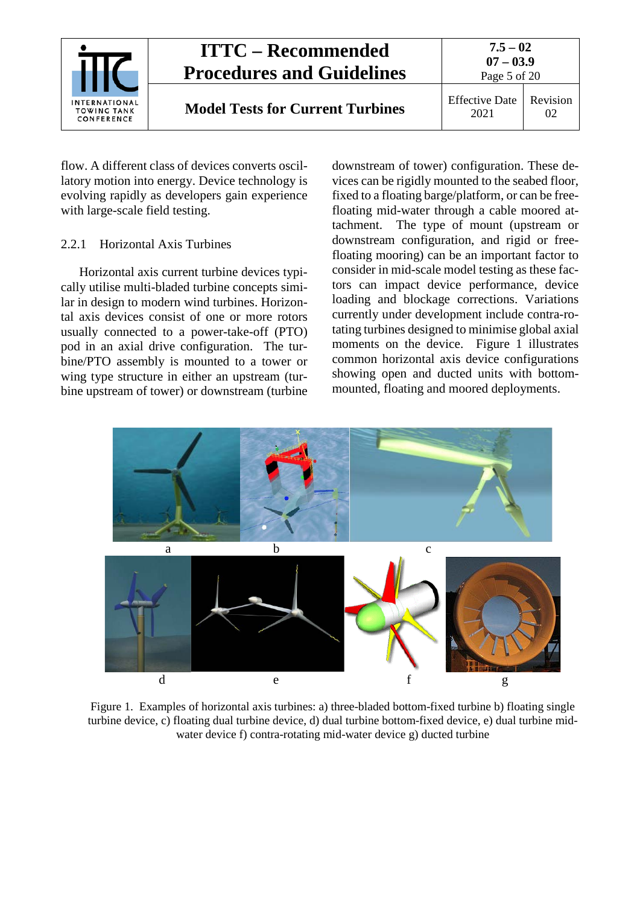flow. A different class of devices converts oscillatory motion into energy. Device technology is evolving rapidly as developers gain experience with large-scale field testing.

### 2.2.1 Horizontal Axis Turbines

Horizontal axis current turbine devices typically utilise multi-bladed turbine concepts similar in design to modern wind turbines. Horizontal axis devices consist of one or more rotors usually connected to a power-take-off (PTO) pod in an axial drive configuration. The turbine/PTO assembly is mounted to a tower or wing type structure in either an upstream (turbine upstream of tower) or downstream (turbine downstream of tower) configuration. These devices can be rigidly mounted to the seabed floor, fixed to a floating barge/platform, or can be free-floating mid-water through a cable moored attachment. The type of mount (upstream or downstream configuration, and rigid or free-floating mooring) can be an important factor to consider in mid-scale model testing as these factors can impact device performance, device loading and blockage corrections. Variations currently under development include contra-rotating turbines designed to minimise global axial moments on the device. Figure 1 illustrates common horizontal axis device configurations showing open and ducted units with bottom-mounted, floating and moored deployments.

Figure 1. Examples of horizontal axis turbines: a) three-bladed bottom-fixed turbine b) floating single turbine device, c) floating dual turbine device, d) dual turbine bottom-fixed device, e) dual turbine mid-water device f) contra-rotating mid-water device g) ducted turbine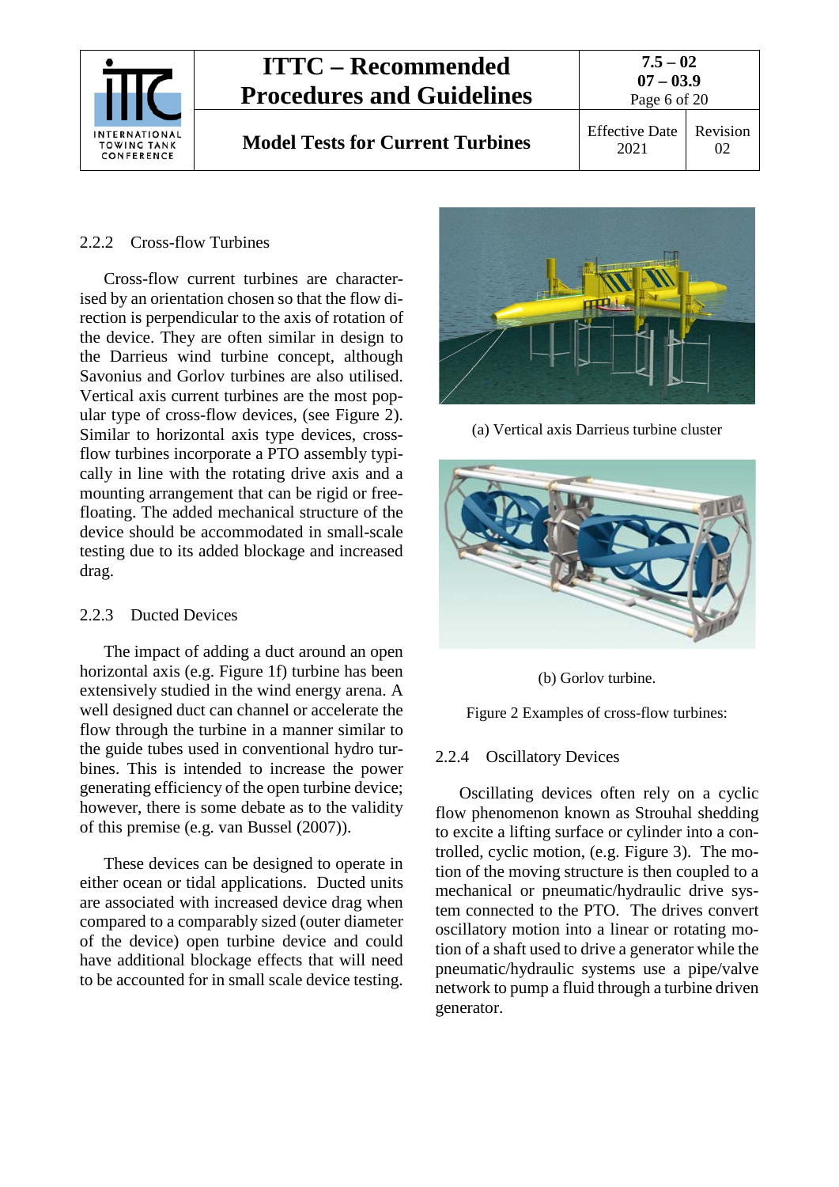### 2.2.2 Cross-flow Turbines

Cross-flow current turbines are characterised by an orientation chosen so that the flow direction is perpendicular to the axis of rotation of the device. They are often similar in design to the Darrieus wind turbine concept, although Savonius and Gorlov turbines are also utilised. Vertical axis current turbines are the most popular type of cross-flow devices, (see Figure 2). Similar to horizontal axis type devices, cross-flow turbines incorporate a PTO assembly typically in line with the rotating drive axis and a mounting arrangement that can be rigid or free-floating. The added mechanical structure of the device should be accommodated in small-scale testing due to its added blockage and increased drag.

### 2.2.3 Ducted Devices

The impact of adding a duct around an open horizontal axis (e.g. Figure 1f) turbine has been extensively studied in the wind energy arena. A well designed duct can channel or accelerate the flow through the turbine in a manner similar to the guide tubes used in conventional hydro turbines. This is intended to increase the power generating efficiency of the open turbine device; however, there is some debate as to the validity of this premise (e.g. van Bussel (2007)).

These devices can be designed to operate in either ocean or tidal applications. Ducted units are associated with increased device drag when compared to a comparably sized (outer diameter of the device) open turbine device and could have additional blockage effects that will need to be accounted for in small scale device testing.

(a) Vertical axis Darrieus turbine cluster

(b) Gorlov turbine.

Figure 2 Examples of cross-flow turbines:

### 2.2.4 Oscillatory Devices

Oscillating devices often rely on a cyclic flow phenomenon known as Strouhal shedding to excite a lifting surface or cylinder into a controlled, cyclic motion, (e.g. Figure 3). The motion of the moving structure is then coupled to a mechanical or pneumatic/hydraulic drive system connected to the PTO. The drives convert oscillatory motion into a linear or rotating motion of a shaft used to drive a generator while the pneumatic/hydraulic systems use a pipe/valve network to pump a fluid through a turbine driven generator.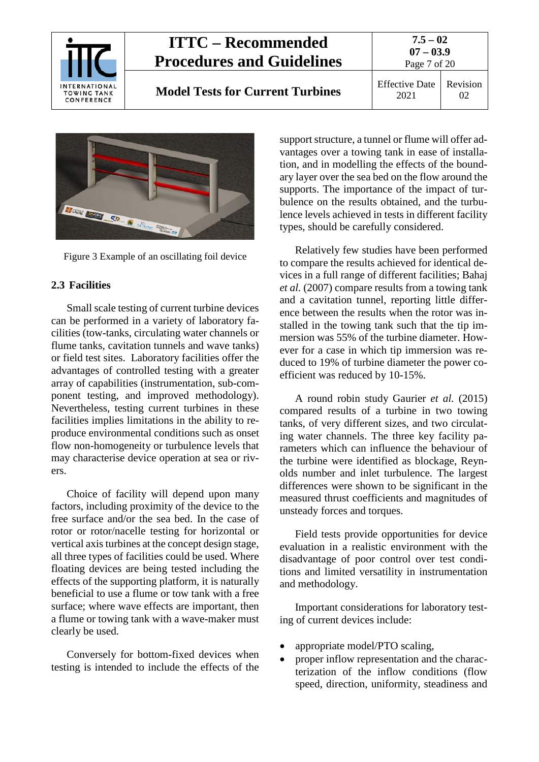Figure 3 Example of an oscillating foil device

## 2.3 Facilities

Small scale testing of current turbine devices can be performed in a variety of laboratory facilities (tow-tanks, circulating water channels or flume tanks, cavitation tunnels and wave tanks) or field test sites. Laboratory facilities offer the advantages of controlled testing with a greater array of capabilities (instrumentation, sub-component testing, and improved methodology). Nevertheless, testing current turbines in these facilities implies limitations in the ability to reproduce environmental conditions such as onset flow non-homogeneity or turbulence levels that may characterise device operation at sea or rivers.

Choice of facility will depend upon many factors, including proximity of the device to the free surface and/or the sea bed. In the case of rotor or rotor/nacelle testing for horizontal or vertical axis turbines at the concept design stage, all three types of facilities could be used. Where floating devices are being tested including the effects of the supporting platform, it is naturally beneficial to use a flume or tow tank with a free surface; where wave effects are important, then a flume or towing tank with a wave-maker must clearly be used.

Conversely for bottom-fixed devices when testing is intended to include the effects of the support structure, a tunnel or flume will offer advantages over a towing tank in ease of installation, and in modelling the effects of the boundary layer over the sea bed on the flow around the supports. The importance of the impact of turbulence on the results obtained, and the turbulence levels achieved in tests in different facility types, should be carefully considered.

Relatively few studies have been performed to compare the results achieved for identical devices in a full range of different facilities; Bahaj *et al.* (2007) compare results from a towing tank and a cavitation tunnel, reporting little difference between the results when the rotor was installed in the towing tank such that the tip immersion was 55% of the turbine diameter. However for a case in which tip immersion was reduced to 19% of turbine diameter the power coefficient was reduced by 10-15%.

A round robin study Gaurier *et al.* (2015) compared results of a turbine in two towing tanks, of very different sizes, and two circulating water channels. The three key facility parameters which can influence the behaviour of the turbine were identified as blockage, Reynolds number and inlet turbulence. The largest differences were shown to be significant in the measured thrust coefficients and magnitudes of unsteady forces and torques.

Field tests provide opportunities for device evaluation in a realistic environment with the disadvantage of poor control over test conditions and limited versatility in instrumentation and methodology.

Important considerations for laboratory testing of current devices include:

- appropriate model/PTO scaling,
- proper inflow representation and the characterization of the inflow conditions (flow speed, direction, uniformity, steadiness and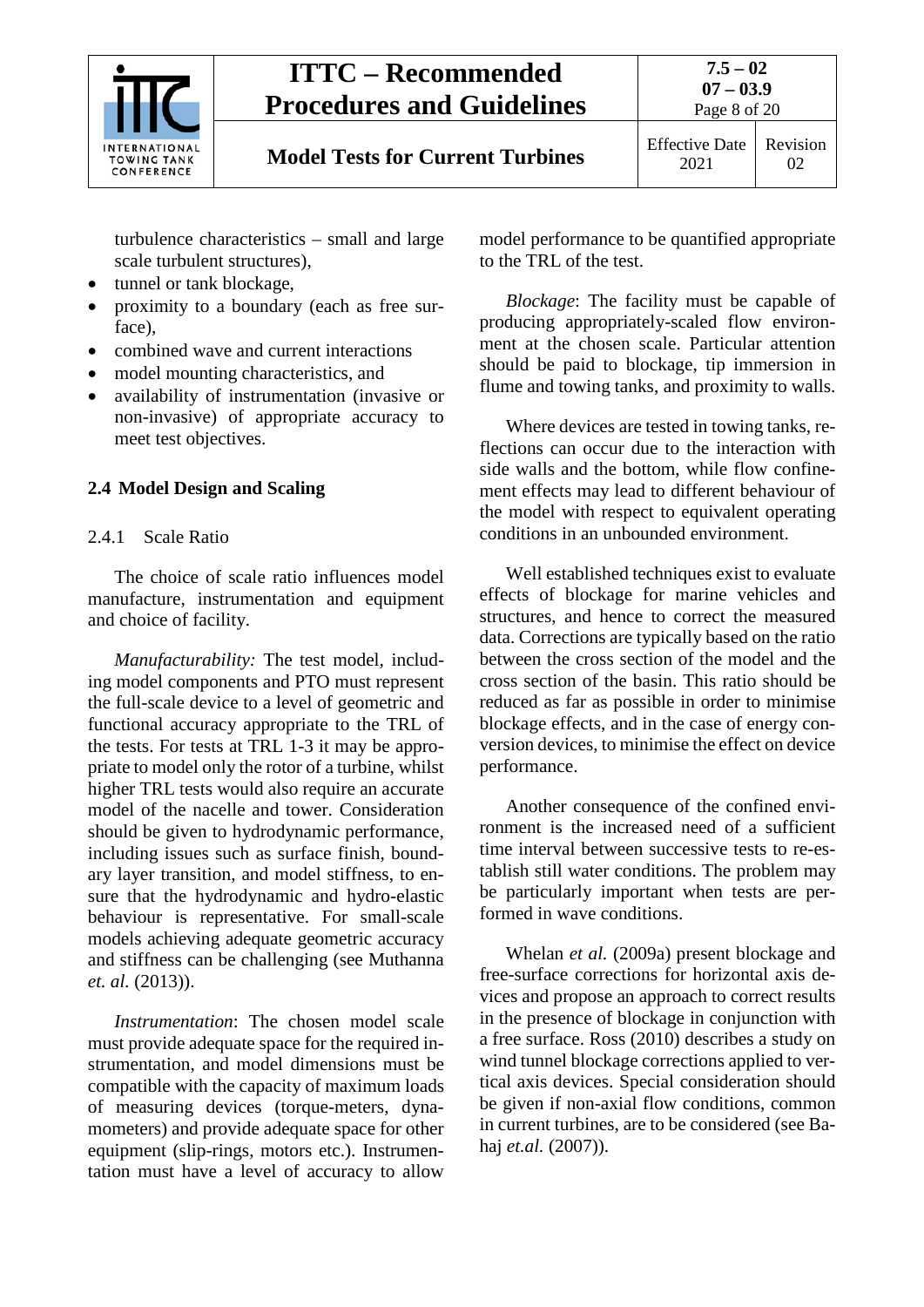turbulence characteristics – small and large scale turbulent structures),

- tunnel or tank blockage,
- proximity to a boundary (each as free surface),
- combined wave and current interactions
- model mounting characteristics, and
- availability of instrumentation (invasive or non-invasive) of appropriate accuracy to meet test objectives.

## 2.4 Model Design and Scaling

### 2.4.1 Scale Ratio

The choice of scale ratio influences model manufacture, instrumentation and equipment and choice of facility.

*Manufacturability:* The test model, including model components and PTO must represent the full-scale device to a level of geometric and functional accuracy appropriate to the TRL of the tests. For tests at TRL 1-3 it may be appropriate to model only the rotor of a turbine, whilst higher TRL tests would also require an accurate model of the nacelle and tower. Consideration should be given to hydrodynamic performance, including issues such as surface finish, boundary layer transition, and model stiffness, to ensure that the hydrodynamic and hydro-elastic behaviour is representative. For small-scale models achieving adequate geometric accuracy and stiffness can be challenging (see Muthanna *et. al.* (2013)).

*Instrumentation*: The chosen model scale must provide adequate space for the required instrumentation, and model dimensions must be compatible with the capacity of maximum loads of measuring devices (torque-meters, dynamometers) and provide adequate space for other equipment (slip-rings, motors etc.). Instrumentation must have a level of accuracy to allow model performance to be quantified appropriate to the TRL of the test.

*Blockage*: The facility must be capable of producing appropriately-scaled flow environment at the chosen scale. Particular attention should be paid to blockage, tip immersion in flume and towing tanks, and proximity to walls.

Where devices are tested in towing tanks, reflections can occur due to the interaction with side walls and the bottom, while flow confinement effects may lead to different behaviour of the model with respect to equivalent operating conditions in an unbounded environment.

Well established techniques exist to evaluate effects of blockage for marine vehicles and structures, and hence to correct the measured data. Corrections are typically based on the ratio between the cross section of the model and the cross section of the basin. This ratio should be reduced as far as possible in order to minimise blockage effects, and in the case of energy conversion devices, to minimise the effect on device performance.

Another consequence of the confined environment is the increased need of a sufficient time interval between successive tests to re-establish still water conditions. The problem may be particularly important when tests are performed in wave conditions.

Whelan *et al.* (2009a) present blockage and free-surface corrections for horizontal axis devices and propose an approach to correct results in the presence of blockage in conjunction with a free surface. Ross (2010) describes a study on wind tunnel blockage corrections applied to vertical axis devices. Special consideration should be given if non-axial flow conditions, common in current turbines, are to be considered (see Bahaj *et.al.* (2007)).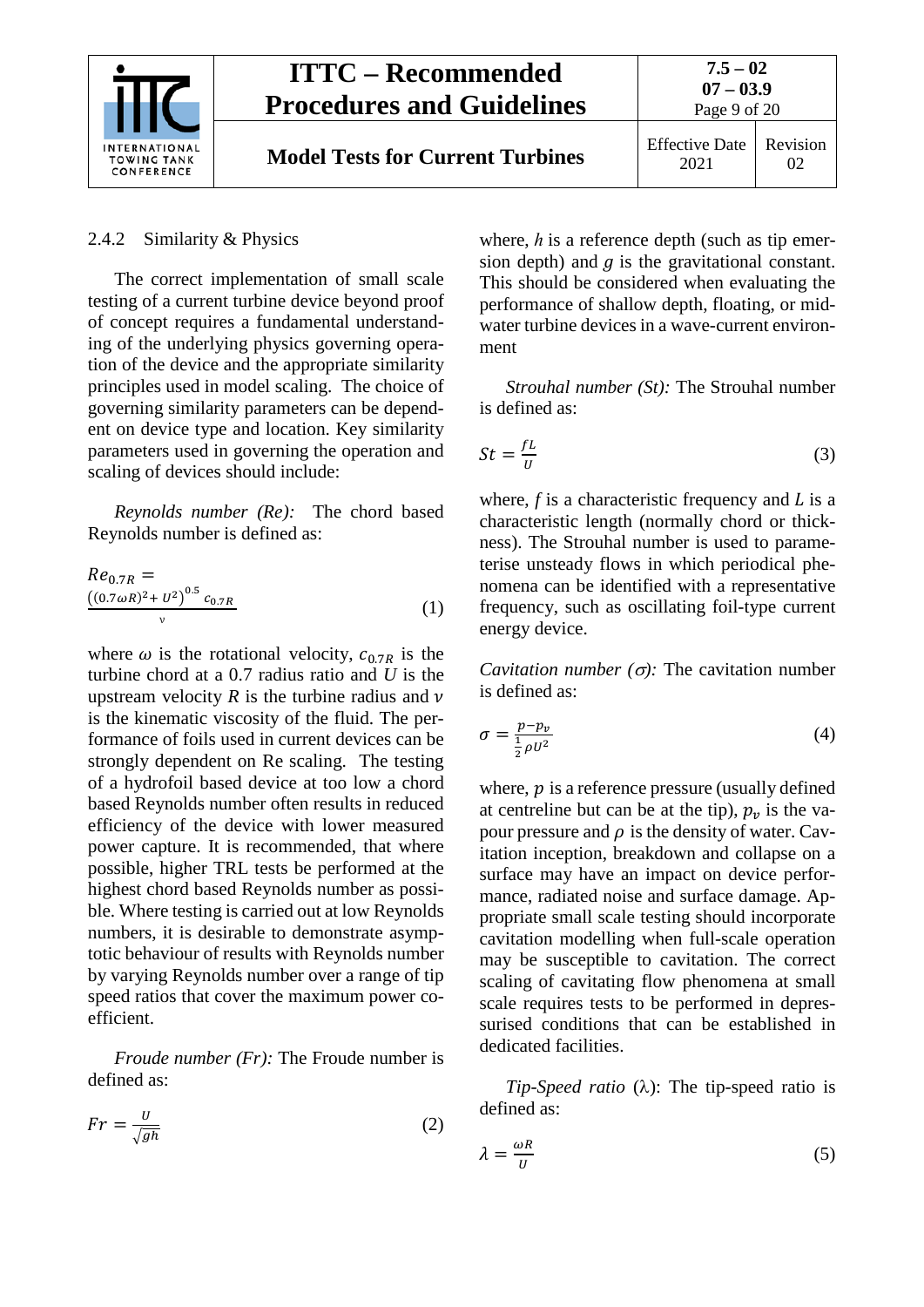### 2.4.2 Similarity & Physics

The correct implementation of small scale testing of a current turbine device beyond proof of concept requires a fundamental understanding of the underlying physics governing operation of the device and the appropriate similarity principles used in model scaling. The choice of governing similarity parameters can be dependent on device type and location. Key similarity parameters used in governing the operation and scaling of devices should include:

*Reynolds number (Re):* The chord based Reynolds number is defined as:

$$Re_{0.7R} = \frac{\left((0.7\omega R)^2 + U^2\right)^{0.5} c_{0.7R}}{\nu} \tag{1}$$

where $\omega$ is the rotational velocity, $c_{0.7R}$ is the turbine chord at a 0.7 radius ratio and $U$ is the upstream velocity $R$ is the turbine radius and $\nu$ is the kinematic viscosity of the fluid. The performance of foils used in current devices can be strongly dependent on Re scaling. The testing of a hydrofoil based device at too low a chord based Reynolds number often results in reduced efficiency of the device with lower measured power capture. It is recommended, that where possible, higher TRL tests be performed at the highest chord based Reynolds number as possible. Where testing is carried out at low Reynolds numbers, it is desirable to demonstrate asymptotic behaviour of results with Reynolds number by varying Reynolds number over a range of tip speed ratios that cover the maximum power coefficient.

*Froude number (Fr):* The Froude number is defined as:

$$Fr = \frac{U}{\sqrt{gh}} \tag{2}$$

where, $h$ is a reference depth (such as tip emersion depth) and $g$ is the gravitational constant. This should be considered when evaluating the performance of shallow depth, floating, or mid-water turbine devices in a wave-current environment

*Strouhal number (St):* The Strouhal number is defined as:

$$St = \frac{fL}{U} \tag{3}$$

where, $f$ is a characteristic frequency and $L$ is a characteristic length (normally chord or thickness). The Strouhal number is used to parameterise unsteady flows in which periodical phenomena can be identified with a representative frequency, such as oscillating foil-type current energy device.

*Cavitation number ($\sigma$):* The cavitation number is defined as:

$$\sigma = \frac{p - p_v}{\frac{1}{2}\rho U^2} \tag{4}$$

where, $p$ is a reference pressure (usually defined at centreline but can be at the tip), $p_v$ is the vapour pressure and $\rho$ is the density of water. Cavitation inception, breakdown and collapse on a surface may have an impact on device performance, radiated noise and surface damage. Appropriate small scale testing should incorporate cavitation modelling when full-scale operation may be susceptible to cavitation. The correct scaling of cavitating flow phenomena at small scale requires tests to be performed in depressurised conditions that can be established in dedicated facilities.

*Tip-Speed ratio* ($\lambda$): The tip-speed ratio is defined as:

$$\lambda = \frac{\omega R}{U} \tag{5}$$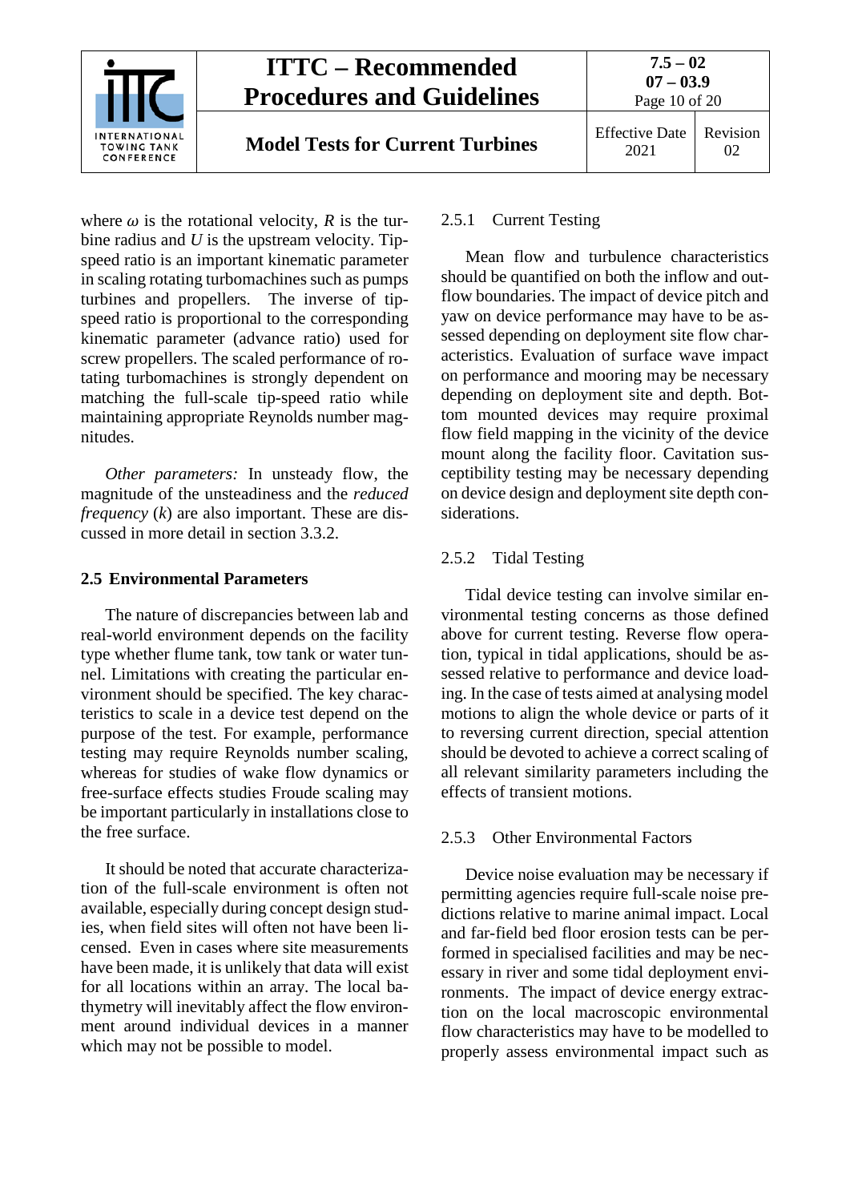where $\omega$ is the rotational velocity, $R$ is the turbine radius and $U$ is the upstream velocity. Tip-speed ratio is an important kinematic parameter in scaling rotating turbomachines such as pumps turbines and propellers. The inverse of tip-speed ratio is proportional to the corresponding kinematic parameter (advance ratio) used for screw propellers. The scaled performance of rotating turbomachines is strongly dependent on matching the full-scale tip-speed ratio while maintaining appropriate Reynolds number magnitudes.

*Other parameters:* In unsteady flow, the magnitude of the unsteadiness and the *reduced frequency* ($k$) are also important. These are discussed in more detail in section 3.3.2.

## 2.5 Environmental Parameters

The nature of discrepancies between lab and real-world environment depends on the facility type whether flume tank, tow tank or water tunnel. Limitations with creating the particular environment should be specified. The key characteristics to scale in a device test depend on the purpose of the test. For example, performance testing may require Reynolds number scaling, whereas for studies of wake flow dynamics or free-surface effects studies Froude scaling may be important particularly in installations close to the free surface.

It should be noted that accurate characterization of the full-scale environment is often not available, especially during concept design studies, when field sites will often not have been licensed. Even in cases where site measurements have been made, it is unlikely that data will exist for all locations within an array. The local bathymetry will inevitably affect the flow environment around individual devices in a manner which may not be possible to model.

### 2.5.1 Current Testing

Mean flow and turbulence characteristics should be quantified on both the inflow and outflow boundaries. The impact of device pitch and yaw on device performance may have to be assessed depending on deployment site flow characteristics. Evaluation of surface wave impact on performance and mooring may be necessary depending on deployment site and depth. Bottom mounted devices may require proximal flow field mapping in the vicinity of the device mount along the facility floor. Cavitation susceptibility testing may be necessary depending on device design and deployment site depth considerations.

### 2.5.2 Tidal Testing

Tidal device testing can involve similar environmental testing concerns as those defined above for current testing. Reverse flow operation, typical in tidal applications, should be assessed relative to performance and device loading. In the case of tests aimed at analysing model motions to align the whole device or parts of it to reversing current direction, special attention should be devoted to achieve a correct scaling of all relevant similarity parameters including the effects of transient motions.

### 2.5.3 Other Environmental Factors

Device noise evaluation may be necessary if permitting agencies require full-scale noise predictions relative to marine animal impact. Local and far-field bed floor erosion tests can be performed in specialised facilities and may be necessary in river and some tidal deployment environments. The impact of device energy extraction on the local macroscopic environmental flow characteristics may have to be modelled to properly assess environmental impact such as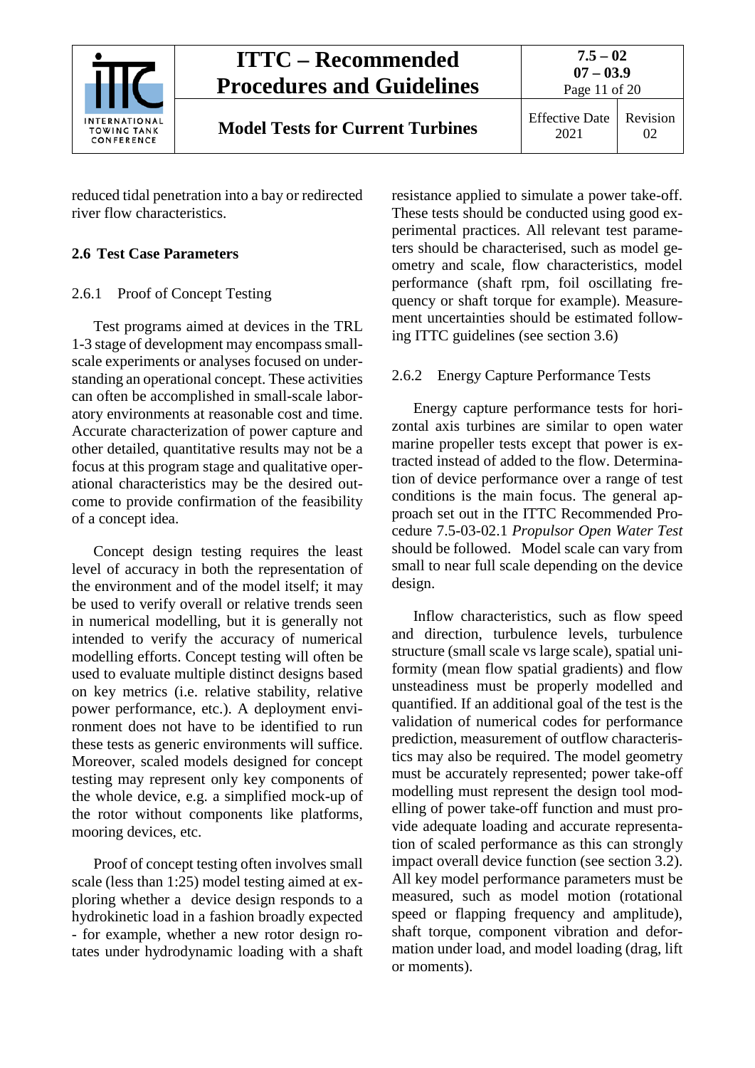reduced tidal penetration into a bay or redirected river flow characteristics.

## 2.6 Test Case Parameters

### 2.6.1 Proof of Concept Testing

Test programs aimed at devices in the TRL 1-3 stage of development may encompass small-scale experiments or analyses focused on understanding an operational concept. These activities can often be accomplished in small-scale laboratory environments at reasonable cost and time. Accurate characterization of power capture and other detailed, quantitative results may not be a focus at this program stage and qualitative operational characteristics may be the desired outcome to provide confirmation of the feasibility of a concept idea.

Concept design testing requires the least level of accuracy in both the representation of the environment and of the model itself; it may be used to verify overall or relative trends seen in numerical modelling, but it is generally not intended to verify the accuracy of numerical modelling efforts. Concept testing will often be used to evaluate multiple distinct designs based on key metrics (i.e. relative stability, relative power performance, etc.). A deployment environment does not have to be identified to run these tests as generic environments will suffice. Moreover, scaled models designed for concept testing may represent only key components of the whole device, e.g. a simplified mock-up of the rotor without components like platforms, mooring devices, etc.

Proof of concept testing often involves small scale (less than 1:25) model testing aimed at exploring whether a device design responds to a hydrokinetic load in a fashion broadly expected - for example, whether a new rotor design rotates under hydrodynamic loading with a shaft resistance applied to simulate a power take-off. These tests should be conducted using good experimental practices. All relevant test parameters should be characterised, such as model geometry and scale, flow characteristics, model performance (shaft rpm, foil oscillating frequency or shaft torque for example). Measurement uncertainties should be estimated following ITTC guidelines (see section 3.6)

### 2.6.2 Energy Capture Performance Tests

Energy capture performance tests for horizontal axis turbines are similar to open water marine propeller tests except that power is extracted instead of added to the flow. Determination of device performance over a range of test conditions is the main focus. The general approach set out in the ITTC Recommended Procedure 7.5-03-02.1 *Propulsor Open Water Test* should be followed. Model scale can vary from small to near full scale depending on the device design.

Inflow characteristics, such as flow speed and direction, turbulence levels, turbulence structure (small scale vs large scale), spatial uniformity (mean flow spatial gradients) and flow unsteadiness must be properly modelled and quantified. If an additional goal of the test is the validation of numerical codes for performance prediction, measurement of outflow characteristics may also be required. The model geometry must be accurately represented; power take-off modelling must represent the design tool modelling of power take-off function and must provide adequate loading and accurate representation of scaled performance as this can strongly impact overall device function (see section 3.2). All key model performance parameters must be measured, such as model motion (rotational speed or flapping frequency and amplitude), shaft torque, component vibration and deformation under load, and model loading (drag, lift or moments).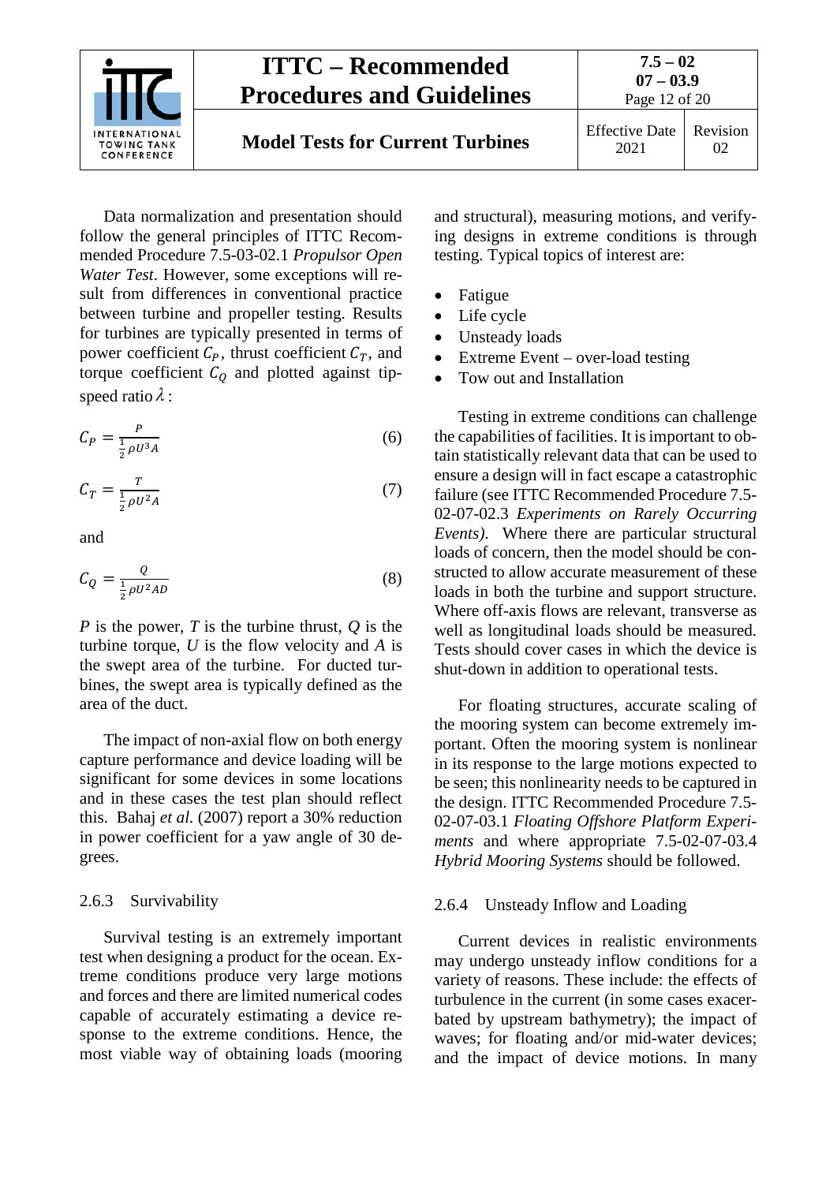Data normalization and presentation should follow the general principles of ITTC Recommended Procedure 7.5-03-02.1 *Propulsor Open Water Test*. However, some exceptions will result from differences in conventional practice between turbine and propeller testing. Results for turbines are typically presented in terms of power coefficient $C_P$, thrust coefficient $C_T$, and torque coefficient $C_Q$ and plotted against tip-speed ratio $\lambda$:

$$C_P = \frac{P}{\frac{1}{2}\rho U^3 A} \tag{6}$$

$$C_T = \frac{T}{\frac{1}{2}\rho U^2 A} \tag{7}$$

and

$$C_Q = \frac{Q}{\frac{1}{2}\rho U^2 AD} \tag{8}$$

$P$ is the power, $T$ is the turbine thrust, $Q$ is the turbine torque, $U$ is the flow velocity and $A$ is the swept area of the turbine. For ducted turbines, the swept area is typically defined as the area of the duct.

The impact of non-axial flow on both energy capture performance and device loading will be significant for some devices in some locations and in these cases the test plan should reflect this. Bahaj *et al.* (2007) report a 30% reduction in power coefficient for a yaw angle of 30 degrees.

### 2.6.3 Survivability

Survival testing is an extremely important test when designing a product for the ocean. Extreme conditions produce very large motions and forces and there are limited numerical codes capable of accurately estimating a device response to the extreme conditions. Hence, the most viable way of obtaining loads (mooring and structural), measuring motions, and verifying designs in extreme conditions is through testing. Typical topics of interest are:

- Fatigue
- Life cycle
- Unsteady loads
- Extreme Event – over-load testing
- Tow out and Installation

Testing in extreme conditions can challenge the capabilities of facilities. It is important to obtain statistically relevant data that can be used to ensure a design will in fact escape a catastrophic failure (see ITTC Recommended Procedure 7.5-02-07-02.3 *Experiments on Rarely Occurring Events)*. Where there are particular structural loads of concern, then the model should be constructed to allow accurate measurement of these loads in both the turbine and support structure. Where off-axis flows are relevant, transverse as well as longitudinal loads should be measured. Tests should cover cases in which the device is shut-down in addition to operational tests.

For floating structures, accurate scaling of the mooring system can become extremely important. Often the mooring system is nonlinear in its response to the large motions expected to be seen; this nonlinearity needs to be captured in the design. ITTC Recommended Procedure 7.5-02-07-03.1 *Floating Offshore Platform Experiments* and where appropriate 7.5-02-07-03.4 *Hybrid Mooring Systems* should be followed.

### 2.6.4 Unsteady Inflow and Loading

Current devices in realistic environments may undergo unsteady inflow conditions for a variety of reasons. These include: the effects of turbulence in the current (in some cases exacerbated by upstream bathymetry); the impact of waves; for floating and/or mid-water devices; and the impact of device motions. In many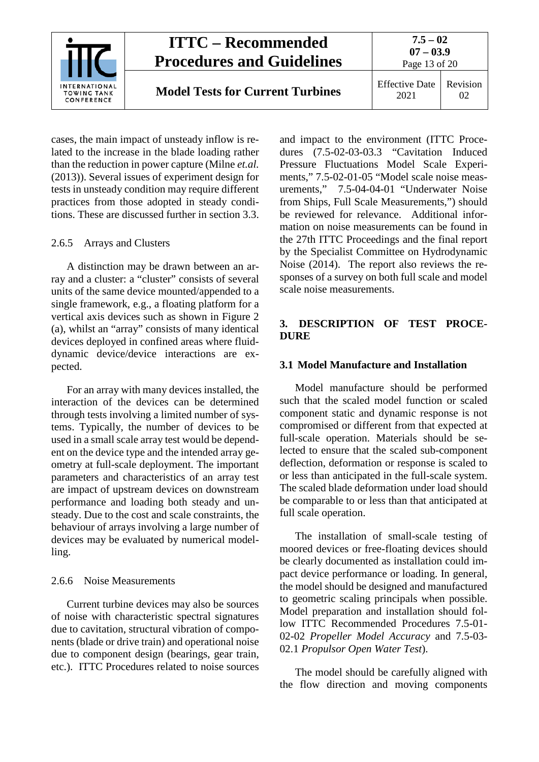cases, the main impact of unsteady inflow is related to the increase in the blade loading rather than the reduction in power capture (Milne *et.al.* (2013)). Several issues of experiment design for tests in unsteady condition may require different practices from those adopted in steady conditions. These are discussed further in section 3.3.

### 2.6.5 Arrays and Clusters

A distinction may be drawn between an array and a cluster: a "cluster" consists of several units of the same device mounted/appended to a single framework, e.g., a floating platform for a vertical axis devices such as shown in Figure 2 (a), whilst an "array" consists of many identical devices deployed in confined areas where fluid-dynamic device/device interactions are expected.

For an array with many devices installed, the interaction of the devices can be determined through tests involving a limited number of systems. Typically, the number of devices to be used in a small scale array test would be dependent on the device type and the intended array geometry at full-scale deployment. The important parameters and characteristics of an array test are impact of upstream devices on downstream performance and loading both steady and unsteady. Due to the cost and scale constraints, the behaviour of arrays involving a large number of devices may be evaluated by numerical modelling.

### 2.6.6 Noise Measurements

Current turbine devices may also be sources of noise with characteristic spectral signatures due to cavitation, structural vibration of components (blade or drive train) and operational noise due to component design (bearings, gear train, etc.). ITTC Procedures related to noise sources and impact to the environment (ITTC Procedures (7.5-02-03-03.3 "Cavitation Induced Pressure Fluctuations Model Scale Experiments," 7.5-02-01-05 "Model scale noise measurements," 7.5-04-04-01 "Underwater Noise from Ships, Full Scale Measurements,") should be reviewed for relevance. Additional information on noise measurements can be found in the 27th ITTC Proceedings and the final report by the Specialist Committee on Hydrodynamic Noise (2014). The report also reviews the responses of a survey on both full scale and model scale noise measurements.

# 3. DESCRIPTION OF TEST PROCEDURE

## 3.1 Model Manufacture and Installation

Model manufacture should be performed such that the scaled model function or scaled component static and dynamic response is not compromised or different from that expected at full-scale operation. Materials should be selected to ensure that the scaled sub-component deflection, deformation or response is scaled to or less than anticipated in the full-scale system. The scaled blade deformation under load should be comparable to or less than that anticipated at full scale operation.

The installation of small-scale testing of moored devices or free-floating devices should be clearly documented as installation could impact device performance or loading. In general, the model should be designed and manufactured to geometric scaling principals when possible. Model preparation and installation should follow ITTC Recommended Procedures 7.5-01-02-02 *Propeller Model Accuracy* and 7.5-03-02.1 *Propulsor Open Water Test*).

The model should be carefully aligned with the flow direction and moving components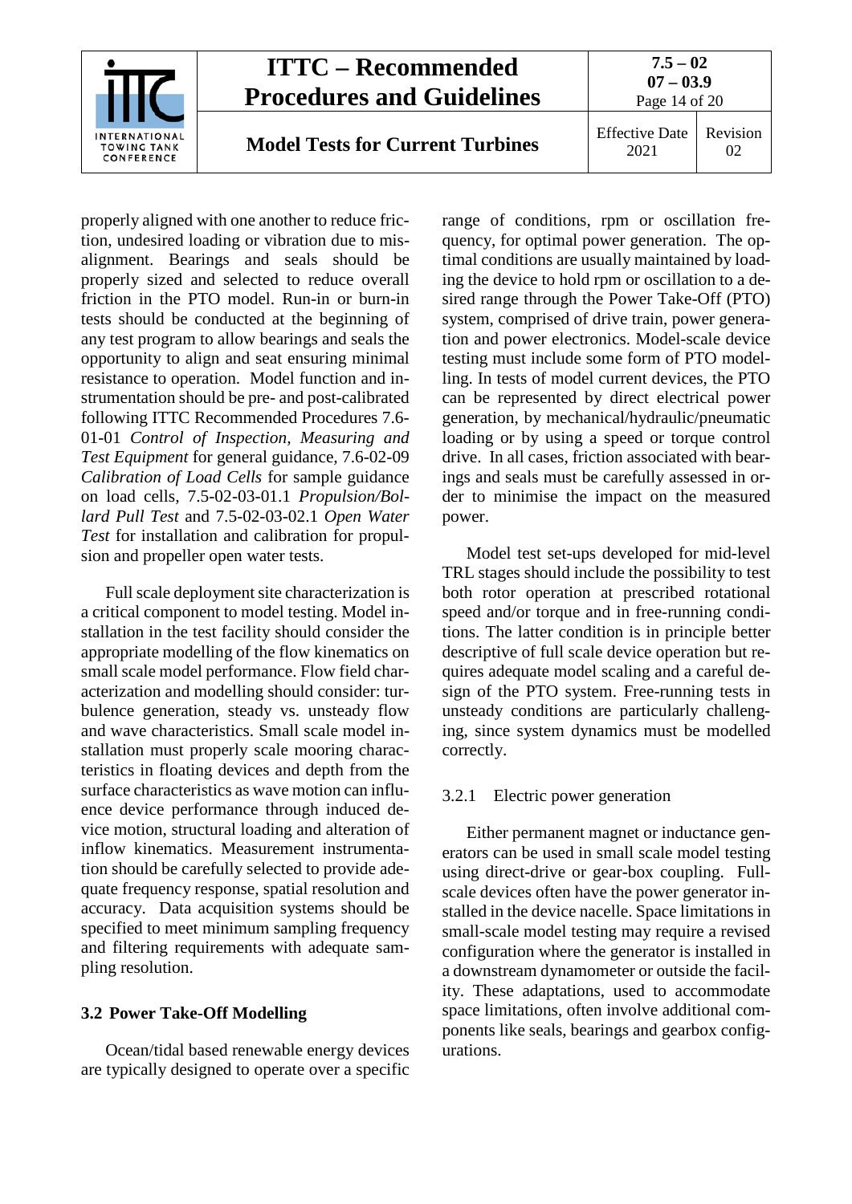properly aligned with one another to reduce friction, undesired loading or vibration due to misalignment. Bearings and seals should be properly sized and selected to reduce overall friction in the PTO model. Run-in or burn-in tests should be conducted at the beginning of any test program to allow bearings and seals the opportunity to align and seat ensuring minimal resistance to operation. Model function and instrumentation should be pre- and post-calibrated following ITTC Recommended Procedures 7.6-01-01 *Control of Inspection, Measuring and Test Equipment* for general guidance, 7.6-02-09 *Calibration of Load Cells* for sample guidance on load cells, 7.5-02-03-01.1 *Propulsion/Bollard Pull Test* and 7.5-02-03-02.1 *Open Water Test* for installation and calibration for propulsion and propeller open water tests.

Full scale deployment site characterization is a critical component to model testing. Model installation in the test facility should consider the appropriate modelling of the flow kinematics on small scale model performance. Flow field characterization and modelling should consider: turbulence generation, steady vs. unsteady flow and wave characteristics. Small scale model installation must properly scale mooring characteristics in floating devices and depth from the surface characteristics as wave motion can influence device performance through induced device motion, structural loading and alteration of inflow kinematics. Measurement instrumentation should be carefully selected to provide adequate frequency response, spatial resolution and accuracy. Data acquisition systems should be specified to meet minimum sampling frequency and filtering requirements with adequate sampling resolution.

## 3.2 Power Take-Off Modelling

Ocean/tidal based renewable energy devices are typically designed to operate over a specific range of conditions, rpm or oscillation frequency, for optimal power generation. The optimal conditions are usually maintained by loading the device to hold rpm or oscillation to a desired range through the Power Take-Off (PTO) system, comprised of drive train, power generation and power electronics. Model-scale device testing must include some form of PTO modelling. In tests of model current devices, the PTO can be represented by direct electrical power generation, by mechanical/hydraulic/pneumatic loading or by using a speed or torque control drive. In all cases, friction associated with bearings and seals must be carefully assessed in order to minimise the impact on the measured power.

Model test set-ups developed for mid-level TRL stages should include the possibility to test both rotor operation at prescribed rotational speed and/or torque and in free-running conditions. The latter condition is in principle better descriptive of full scale device operation but requires adequate model scaling and a careful design of the PTO system. Free-running tests in unsteady conditions are particularly challenging, since system dynamics must be modelled correctly.

### 3.2.1 Electric power generation

Either permanent magnet or inductance generators can be used in small scale model testing using direct-drive or gear-box coupling. Full-scale devices often have the power generator installed in the device nacelle. Space limitations in small-scale model testing may require a revised configuration where the generator is installed in a downstream dynamometer or outside the facility. These adaptations, used to accommodate space limitations, often involve additional components like seals, bearings and gearbox configurations.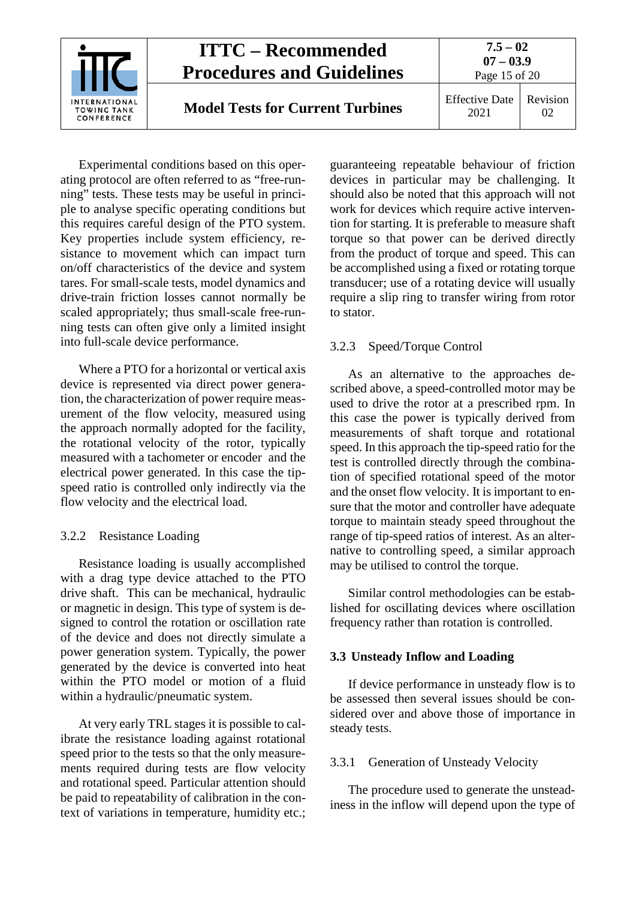Experimental conditions based on this operating protocol are often referred to as "free-running" tests. These tests may be useful in principle to analyse specific operating conditions but this requires careful design of the PTO system. Key properties include system efficiency, resistance to movement which can impact turn on/off characteristics of the device and system tares. For small-scale tests, model dynamics and drive-train friction losses cannot normally be scaled appropriately; thus small-scale free-running tests can often give only a limited insight into full-scale device performance.

Where a PTO for a horizontal or vertical axis device is represented via direct power generation, the characterization of power require measurement of the flow velocity, measured using the approach normally adopted for the facility, the rotational velocity of the rotor, typically measured with a tachometer or encoder and the electrical power generated. In this case the tip-speed ratio is controlled only indirectly via the flow velocity and the electrical load.

### 3.2.2 Resistance Loading

Resistance loading is usually accomplished with a drag type device attached to the PTO drive shaft. This can be mechanical, hydraulic or magnetic in design. This type of system is designed to control the rotation or oscillation rate of the device and does not directly simulate a power generation system. Typically, the power generated by the device is converted into heat within the PTO model or motion of a fluid within a hydraulic/pneumatic system.

At very early TRL stages it is possible to calibrate the resistance loading against rotational speed prior to the tests so that the only measurements required during tests are flow velocity and rotational speed. Particular attention should be paid to repeatability of calibration in the context of variations in temperature, humidity etc.; guaranteeing repeatable behaviour of friction devices in particular may be challenging. It should also be noted that this approach will not work for devices which require active intervention for starting. It is preferable to measure shaft torque so that power can be derived directly from the product of torque and speed. This can be accomplished using a fixed or rotating torque transducer; use of a rotating device will usually require a slip ring to transfer wiring from rotor to stator.

### 3.2.3 Speed/Torque Control

As an alternative to the approaches described above, a speed-controlled motor may be used to drive the rotor at a prescribed rpm. In this case the power is typically derived from measurements of shaft torque and rotational speed. In this approach the tip-speed ratio for the test is controlled directly through the combination of specified rotational speed of the motor and the onset flow velocity. It is important to ensure that the motor and controller have adequate torque to maintain steady speed throughout the range of tip-speed ratios of interest. As an alternative to controlling speed, a similar approach may be utilised to control the torque.

Similar control methodologies can be established for oscillating devices where oscillation frequency rather than rotation is controlled.

## 3.3 Unsteady Inflow and Loading

If device performance in unsteady flow is to be assessed then several issues should be considered over and above those of importance in steady tests.

### 3.3.1 Generation of Unsteady Velocity

The procedure used to generate the unsteadiness in the inflow will depend upon the type of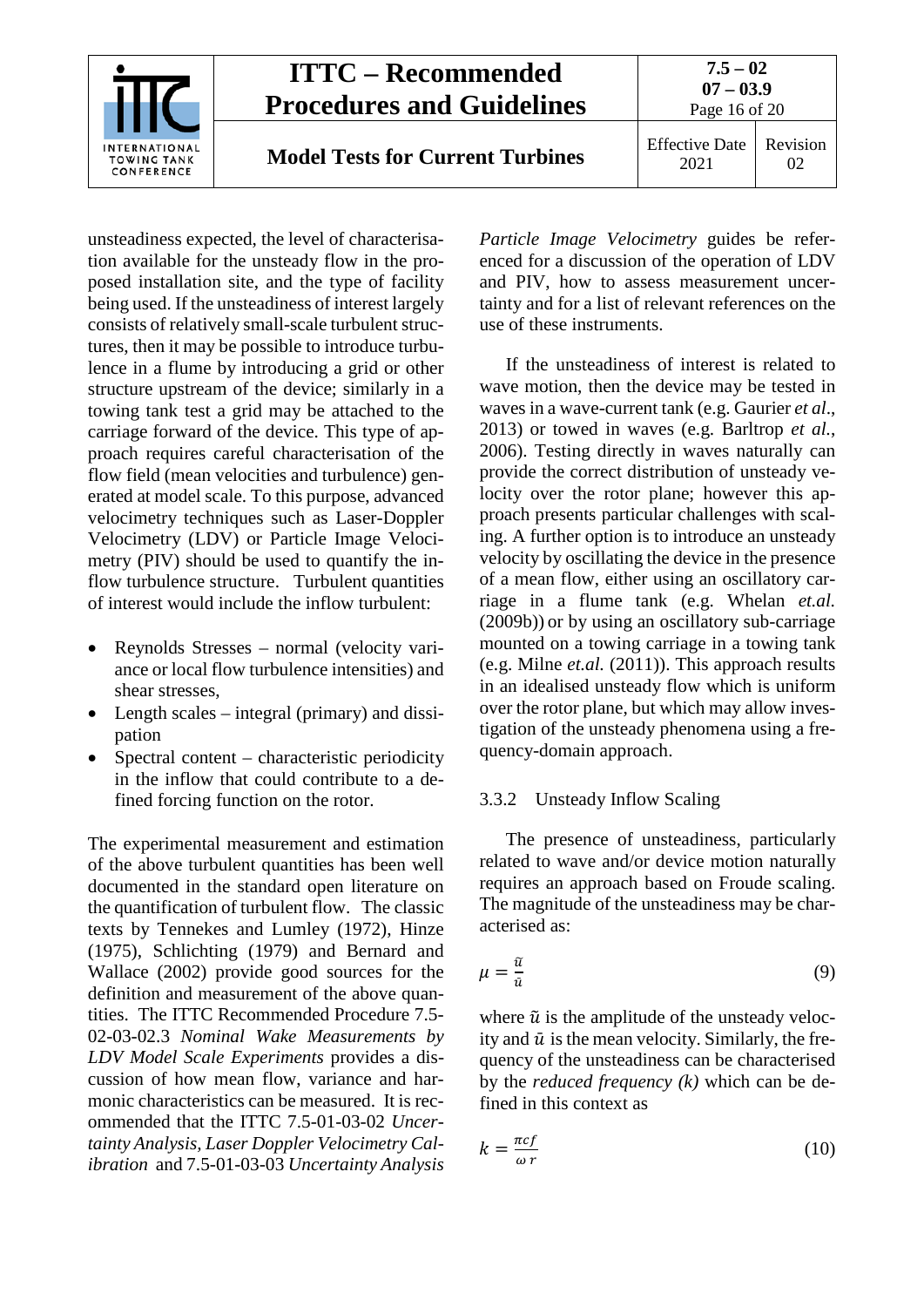unsteadiness expected, the level of characterisation available for the unsteady flow in the proposed installation site, and the type of facility being used. If the unsteadiness of interest largely consists of relatively small-scale turbulent structures, then it may be possible to introduce turbulence in a flume by introducing a grid or other structure upstream of the device; similarly in a towing tank test a grid may be attached to the carriage forward of the device. This type of approach requires careful characterisation of the flow field (mean velocities and turbulence) generated at model scale. To this purpose, advanced velocimetry techniques such as Laser-Doppler Velocimetry (LDV) or Particle Image Velocimetry (PIV) should be used to quantify the inflow turbulence structure. Turbulent quantities of interest would include the inflow turbulent:

- Reynolds Stresses – normal (velocity variance or local flow turbulence intensities) and shear stresses,
- Length scales – integral (primary) and dissipation
- Spectral content – characteristic periodicity in the inflow that could contribute to a defined forcing function on the rotor.

The experimental measurement and estimation of the above turbulent quantities has been well documented in the standard open literature on the quantification of turbulent flow. The classic texts by Tennekes and Lumley (1972), Hinze (1975), Schlichting (1979) and Bernard and Wallace (2002) provide good sources for the definition and measurement of the above quantities. The ITTC Recommended Procedure 7.5-02-03-02.3 *Nominal Wake Measurements by LDV Model Scale Experiments* provides a discussion of how mean flow, variance and harmonic characteristics can be measured. It is recommended that the ITTC 7.5-01-03-02 *Uncertainty Analysis, Laser Doppler Velocimetry Calibration* and 7.5-01-03-03 *Uncertainty Analysis Particle Image Velocimetry* guides be referenced for a discussion of the operation of LDV and PIV, how to assess measurement uncertainty and for a list of relevant references on the use of these instruments.

If the unsteadiness of interest is related to wave motion, then the device may be tested in waves in a wave-current tank (e.g. Gaurier *et al*., 2013) or towed in waves (e.g. Barltrop *et al.*, 2006). Testing directly in waves naturally can provide the correct distribution of unsteady velocity over the rotor plane; however this approach presents particular challenges with scaling. A further option is to introduce an unsteady velocity by oscillating the device in the presence of a mean flow, either using an oscillatory carriage in a flume tank (e.g. Whelan *et.al.* (2009b)) or by using an oscillatory sub-carriage mounted on a towing carriage in a towing tank (e.g. Milne *et.al.* (2011)). This approach results in an idealised unsteady flow which is uniform over the rotor plane, but which may allow investigation of the unsteady phenomena using a frequency-domain approach.

### 3.3.2 Unsteady Inflow Scaling

The presence of unsteadiness, particularly related to wave and/or device motion naturally requires an approach based on Froude scaling. The magnitude of the unsteadiness may be characterised as:

$$\mu = \frac{\tilde{u}}{\bar{u}} \tag{9}$$

where $\tilde{u}$ is the amplitude of the unsteady velocity and $\bar{u}$ is the mean velocity. Similarly, the frequency of the unsteadiness can be characterised by the *reduced frequency (k)* which can be defined in this context as

$$k = \frac{\pi c f}{\omega\, r} \tag{10}$$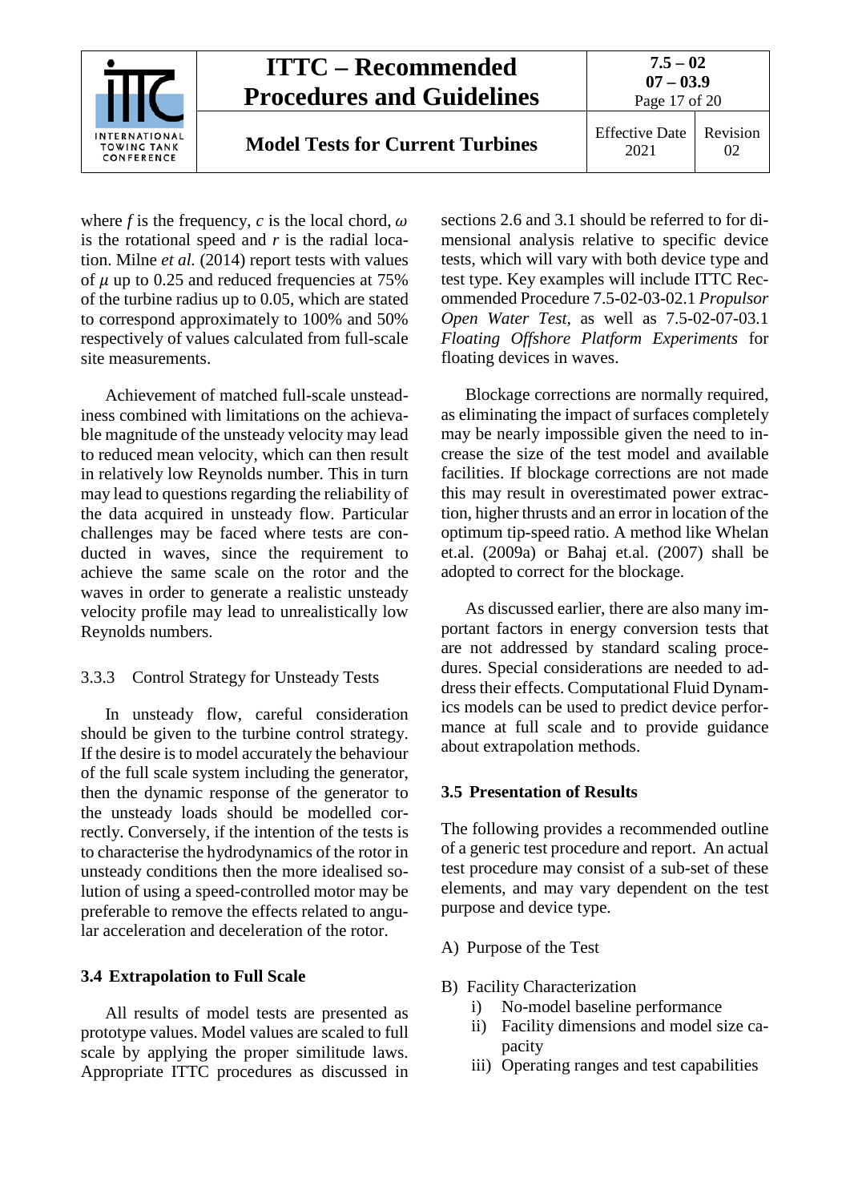where $f$ is the frequency, $c$ is the local chord, $\omega$ is the rotational speed and $r$ is the radial location. Milne *et al.* (2014) report tests with values of $\mu$ up to 0.25 and reduced frequencies at 75% of the turbine radius up to 0.05, which are stated to correspond approximately to 100% and 50% respectively of values calculated from full-scale site measurements.

Achievement of matched full-scale unsteadiness combined with limitations on the achievable magnitude of the unsteady velocity may lead to reduced mean velocity, which can then result in relatively low Reynolds number. This in turn may lead to questions regarding the reliability of the data acquired in unsteady flow. Particular challenges may be faced where tests are conducted in waves, since the requirement to achieve the same scale on the rotor and the waves in order to generate a realistic unsteady velocity profile may lead to unrealistically low Reynolds numbers.

#### 3.3.3 Control Strategy for Unsteady Tests

In unsteady flow, careful consideration should be given to the turbine control strategy. If the desire is to model accurately the behaviour of the full scale system including the generator, then the dynamic response of the generator to the unsteady loads should be modelled correctly. Conversely, if the intention of the tests is to characterise the hydrodynamics of the rotor in unsteady conditions then the more idealised solution of using a speed-controlled motor may be preferable to remove the effects related to angular acceleration and deceleration of the rotor.

### 3.4 Extrapolation to Full Scale

All results of model tests are presented as prototype values. Model values are scaled to full scale by applying the proper similitude laws. Appropriate ITTC procedures as discussed in sections 2.6 and 3.1 should be referred to for dimensional analysis relative to specific device tests, which will vary with both device type and test type. Key examples will include ITTC Recommended Procedure 7.5-02-03-02.1 *Propulsor Open Water Test*, as well as 7.5-02-07-03.1 *Floating Offshore Platform Experiments* for floating devices in waves.

Blockage corrections are normally required, as eliminating the impact of surfaces completely may be nearly impossible given the need to increase the size of the test model and available facilities. If blockage corrections are not made this may result in overestimated power extraction, higher thrusts and an error in location of the optimum tip-speed ratio. A method like Whelan et.al. (2009a) or Bahaj et.al. (2007) shall be adopted to correct for the blockage.

As discussed earlier, there are also many important factors in energy conversion tests that are not addressed by standard scaling procedures. Special considerations are needed to address their effects. Computational Fluid Dynamics models can be used to predict device performance at full scale and to provide guidance about extrapolation methods.

### 3.5 Presentation of Results

The following provides a recommended outline of a generic test procedure and report. An actual test procedure may consist of a sub-set of these elements, and may vary dependent on the test purpose and device type.

A) Purpose of the Test

B) Facility Characterization
   i) No-model baseline performance
   ii) Facility dimensions and model size capacity
   iii) Operating ranges and test capabilities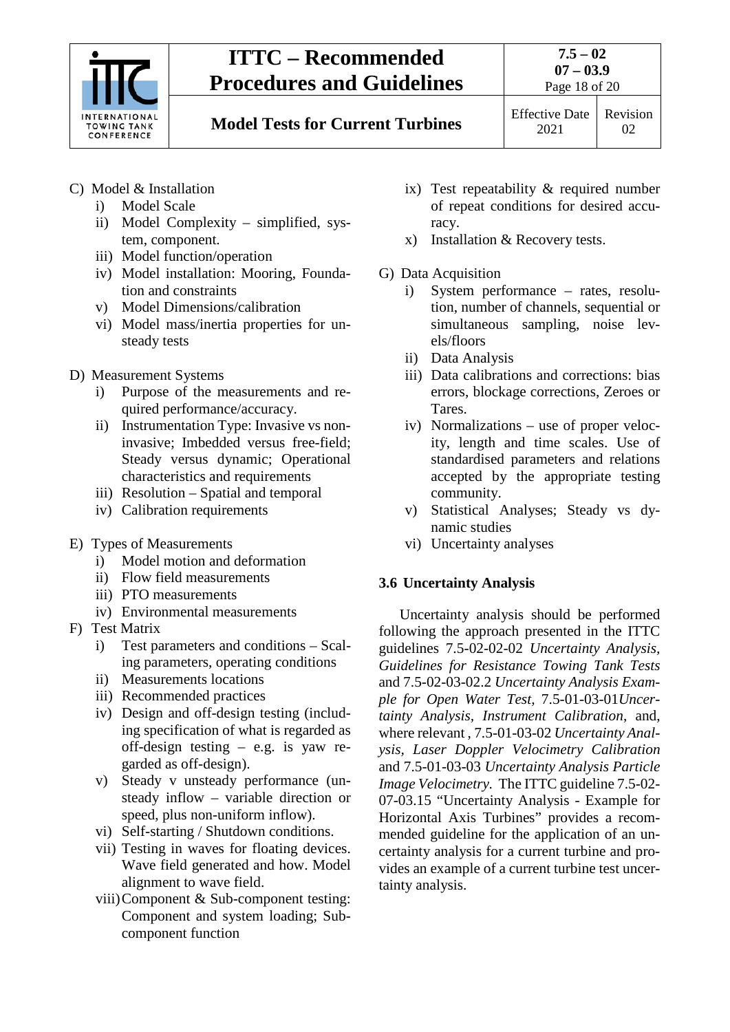C) Model & Installation
   i) Model Scale
   ii) Model Complexity – simplified, system, component.
   iii) Model function/operation
   iv) Model installation: Mooring, Foundation and constraints
   v) Model Dimensions/calibration
   vi) Model mass/inertia properties for unsteady tests

D) Measurement Systems
   i) Purpose of the measurements and required performance/accuracy.
   ii) Instrumentation Type: Invasive vs non-invasive; Imbedded versus free-field; Steady versus dynamic; Operational characteristics and requirements
   iii) Resolution – Spatial and temporal
   iv) Calibration requirements

E) Types of Measurements
   i) Model motion and deformation
   ii) Flow field measurements
   iii) PTO measurements
   iv) Environmental measurements

F) Test Matrix
   i) Test parameters and conditions – Scaling parameters, operating conditions
   ii) Measurements locations
   iii) Recommended practices
   iv) Design and off-design testing (including specification of what is regarded as off-design testing – e.g. is yaw regarded as off-design).
   v) Steady v unsteady performance (unsteady inflow – variable direction or speed, plus non-uniform inflow).
   vi) Self-starting / Shutdown conditions.
   vii) Testing in waves for floating devices. Wave field generated and how. Model alignment to wave field.
   viii) Component & Sub-component testing: Component and system loading; Sub-component function
   ix) Test repeatability & required number of repeat conditions for desired accuracy.
   x) Installation & Recovery tests.

G) Data Acquisition
   i) System performance – rates, resolution, number of channels, sequential or simultaneous sampling, noise levels/floors
   ii) Data Analysis
   iii) Data calibrations and corrections: bias errors, blockage corrections, Zeroes or Tares.
   iv) Normalizations – use of proper velocity, length and time scales. Use of standardised parameters and relations accepted by the appropriate testing community.
   v) Statistical Analyses; Steady vs dynamic studies
   vi) Uncertainty analyses

### 3.6 Uncertainty Analysis

Uncertainty analysis should be performed following the approach presented in the ITTC guidelines 7.5-02-02-02 *Uncertainty Analysis, Guidelines for Resistance Towing Tank Tests* and 7.5-02-03-02.2 *Uncertainty Analysis Example for Open Water Test*, 7.5-01-03-01*Uncertainty Analysis, Instrument Calibration*, and, where relevant , 7.5-01-03-02 *Uncertainty Analysis, Laser Doppler Velocimetry Calibration* and 7.5-01-03-03 *Uncertainty Analysis Particle Image Velocimetry*. The ITTC guideline 7.5-02-07-03.15 "Uncertainty Analysis - Example for Horizontal Axis Turbines" provides a recommended guideline for the application of an uncertainty analysis for a current turbine and provides an example of a current turbine test uncertainty analysis.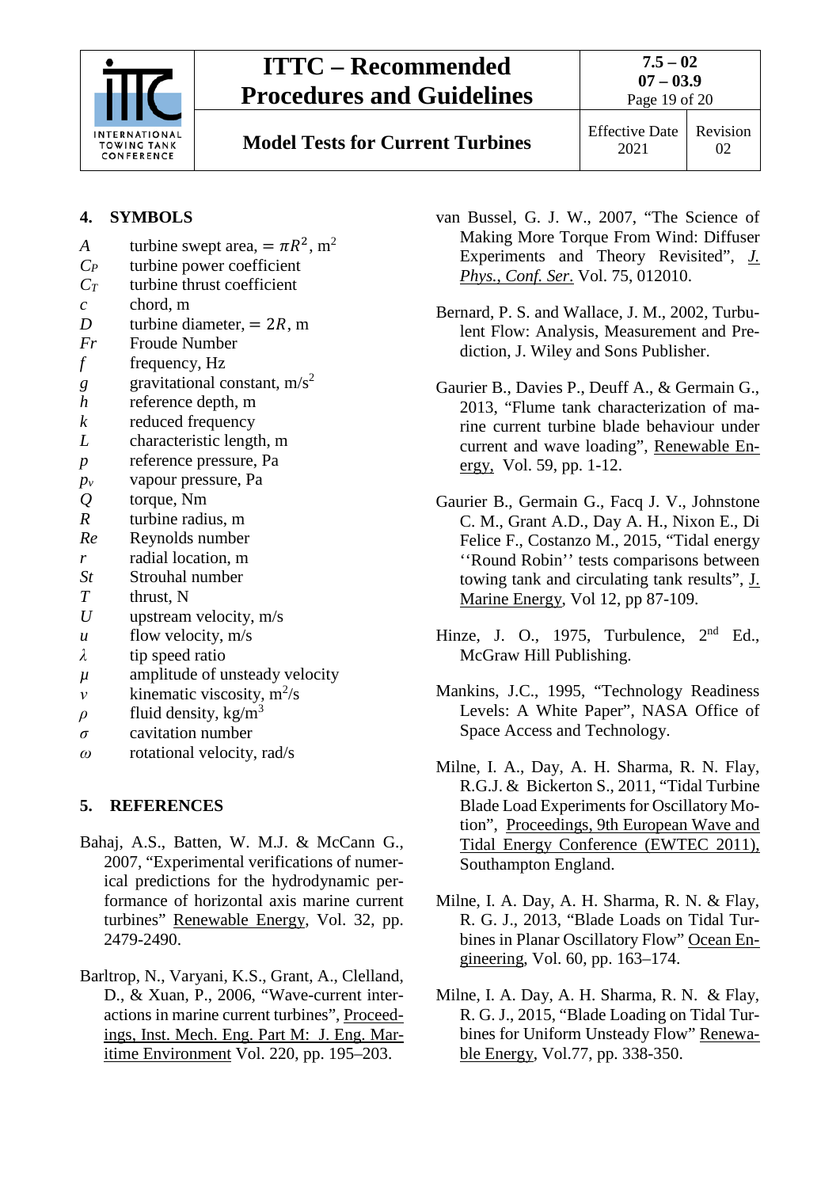## 4. SYMBOLS

| | |
|---|---|
| $A$ | turbine swept area, $= \pi R^2$, m$^2$ |
| $C_P$ | turbine power coefficient |
| $C_T$ | turbine thrust coefficient |
| $c$ | chord, m |
| $D$ | turbine diameter, $= 2R$, m |
| $Fr$ | Froude Number |
| $f$ | frequency, Hz |
| $g$ | gravitational constant, m/s$^2$ |
| $h$ | reference depth, m |
| $k$ | reduced frequency |
| $L$ | characteristic length, m |
| $p$ | reference pressure, Pa |
| $p_v$ | vapour pressure, Pa |
| $Q$ | torque, Nm |
| $R$ | turbine radius, m |
| $Re$ | Reynolds number |
| $r$ | radial location, m |
| $St$ | Strouhal number |
| $T$ | thrust, N |
| $U$ | upstream velocity, m/s |
| $u$ | flow velocity, m/s |
| $\lambda$ | tip speed ratio |
| $\mu$ | amplitude of unsteady velocity |
| $\nu$ | kinematic viscosity, m$^2$/s |
| $\rho$ | fluid density, kg/m$^3$ |
| $\sigma$ | cavitation number |
| $\omega$ | rotational velocity, rad/s |

## 5. REFERENCES

Bahaj, A.S., Batten, W. M.J. & McCann G., 2007, "Experimental verifications of numerical predictions for the hydrodynamic performance of horizontal axis marine current turbines" Renewable Energy, Vol. 32, pp. 2479-2490.

Barltrop, N., Varyani, K.S., Grant, A., Clelland, D., & Xuan, P., 2006, "Wave-current interactions in marine current turbines", Proceedings, Inst. Mech. Eng. Part M: J. Eng. Maritime Environment Vol. 220, pp. 195–203.

van Bussel, G. J. W., 2007, "The Science of Making More Torque From Wind: Diffuser Experiments and Theory Revisited", *J. Phys., Conf. Ser.* Vol. 75, 012010.

Bernard, P. S. and Wallace, J. M., 2002, Turbulent Flow: Analysis, Measurement and Prediction, J. Wiley and Sons Publisher.

Gaurier B., Davies P., Deuff A., & Germain G., 2013, "Flume tank characterization of marine current turbine blade behaviour under current and wave loading", Renewable Energy, Vol. 59, pp. 1-12.

Gaurier B., Germain G., Facq J. V., Johnstone C. M., Grant A.D., Day A. H., Nixon E., Di Felice F., Costanzo M., 2015, "Tidal energy ''Round Robin'' tests comparisons between towing tank and circulating tank results", J. Marine Energy, Vol 12, pp 87-109.

Hinze, J. O., 1975, Turbulence, 2nd Ed., McGraw Hill Publishing.

Mankins, J.C., 1995, "Technology Readiness Levels: A White Paper", NASA Office of Space Access and Technology.

Milne, I. A., Day, A. H. Sharma, R. N. Flay, R.G.J. & Bickerton S., 2011, "Tidal Turbine Blade Load Experiments for Oscillatory Motion", Proceedings, 9th European Wave and Tidal Energy Conference (EWTEC 2011), Southampton England.

Milne, I. A. Day, A. H. Sharma, R. N. & Flay, R. G. J., 2013, "Blade Loads on Tidal Turbines in Planar Oscillatory Flow" Ocean Engineering, Vol. 60, pp. 163–174.

Milne, I. A. Day, A. H. Sharma, R. N. & Flay, R. G. J., 2015, "Blade Loading on Tidal Turbines for Uniform Unsteady Flow" Renewable Energy, Vol.77, pp. 338-350.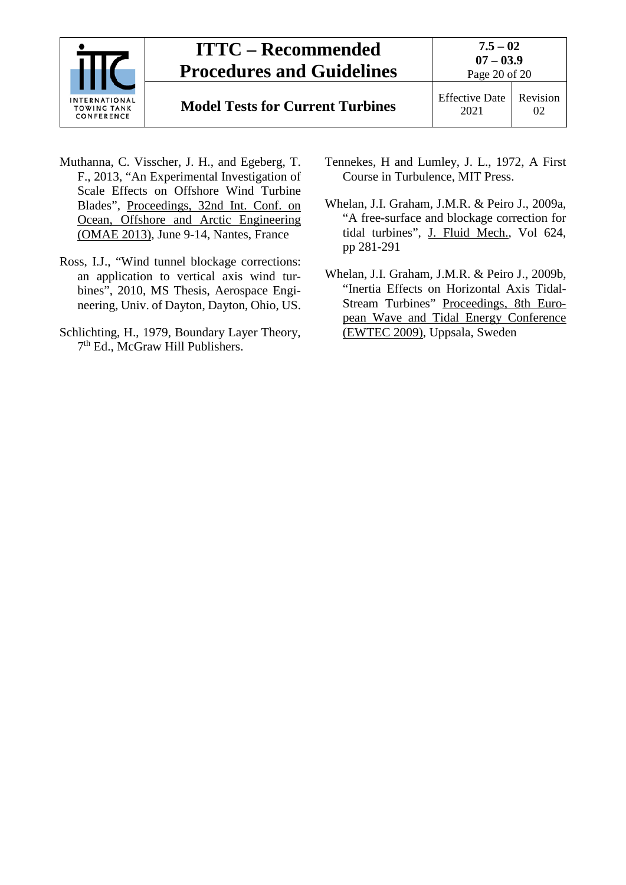Muthanna, C. Visscher, J. H., and Egeberg, T. F., 2013, "An Experimental Investigation of Scale Effects on Offshore Wind Turbine Blades", Proceedings, 32nd Int. Conf. on Ocean, Offshore and Arctic Engineering (OMAE 2013), June 9-14, Nantes, France

Ross, I.J., "Wind tunnel blockage corrections: an application to vertical axis wind turbines", 2010, MS Thesis, Aerospace Engineering, Univ. of Dayton, Dayton, Ohio, US.

Schlichting, H., 1979, Boundary Layer Theory, 7th Ed., McGraw Hill Publishers.

Tennekes, H and Lumley, J. L., 1972, A First Course in Turbulence, MIT Press.

Whelan, J.I. Graham, J.M.R. & Peiro J., 2009a, "A free-surface and blockage correction for tidal turbines", J. Fluid Mech., Vol 624, pp 281-291

Whelan, J.I. Graham, J.M.R. & Peiro J., 2009b, "Inertia Effects on Horizontal Axis Tidal-Stream Turbines" Proceedings, 8th European Wave and Tidal Energy Conference (EWTEC 2009), Uppsala, Sweden